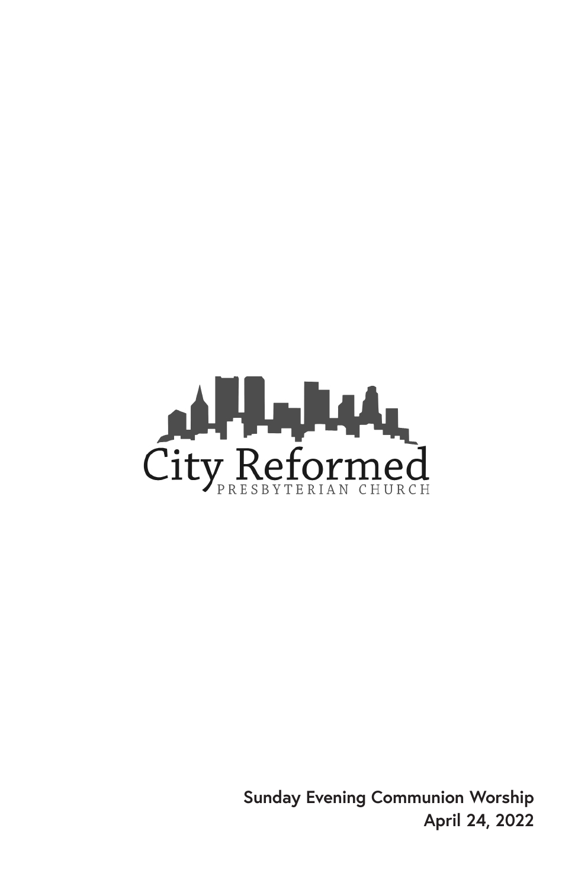City Reformed

PRESBYTERIAN CHURCH

**Sunday Evening Communion Worship**

**April 24, 2022**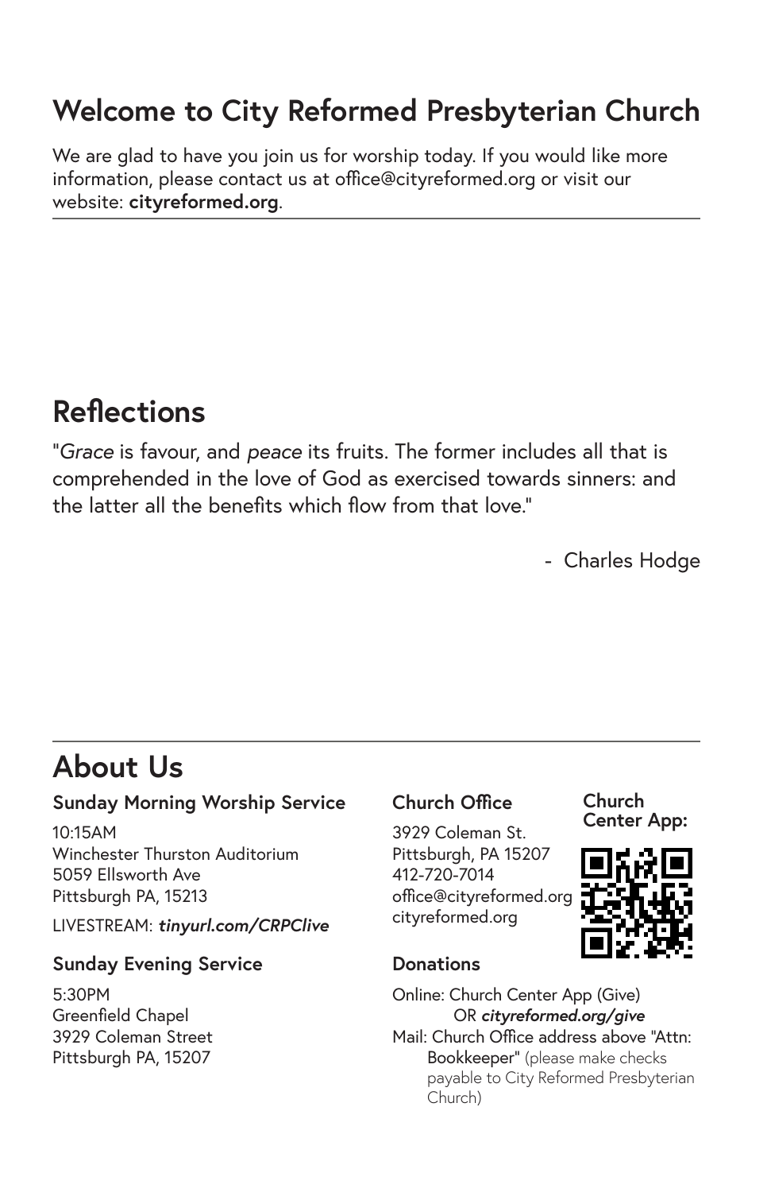# Welcome to City Reformed Presbyterian Church

We are glad to have you join us for worship today. If you would like more information, please contact us at office@cityreformed.org or visit our website: **cityreformed.org**.

# Reflections

"*Grace* is favour, and *peace* its fruits. The former includes all that is comprehended in the love of God as exercised towards sinners: and the latter all the benefits which flow from that love."

- Charles Hodge

# About Us

## Sunday Morning Worship Service

10:15AM
Winchester Thurston Auditorium
5059 Ellsworth Ave
Pittsburgh PA, 15213

LIVESTREAM: ***tinyurl.com/CRPClive***

## Sunday Evening Service

5:30PM
Greenfield Chapel
3929 Coleman Street
Pittsburgh PA, 15207

## Church Office

3929 Coleman St.
Pittsburgh, PA 15207
412-720-7014
office@cityreformed.org
cityreformed.org

## Church Center App:

## Donations

Online: Church Center App (Give)
OR ***cityreformed.org/give***

Mail: Church Office address above "Attn: Bookkeeper" (please make checks payable to City Reformed Presbyterian Church)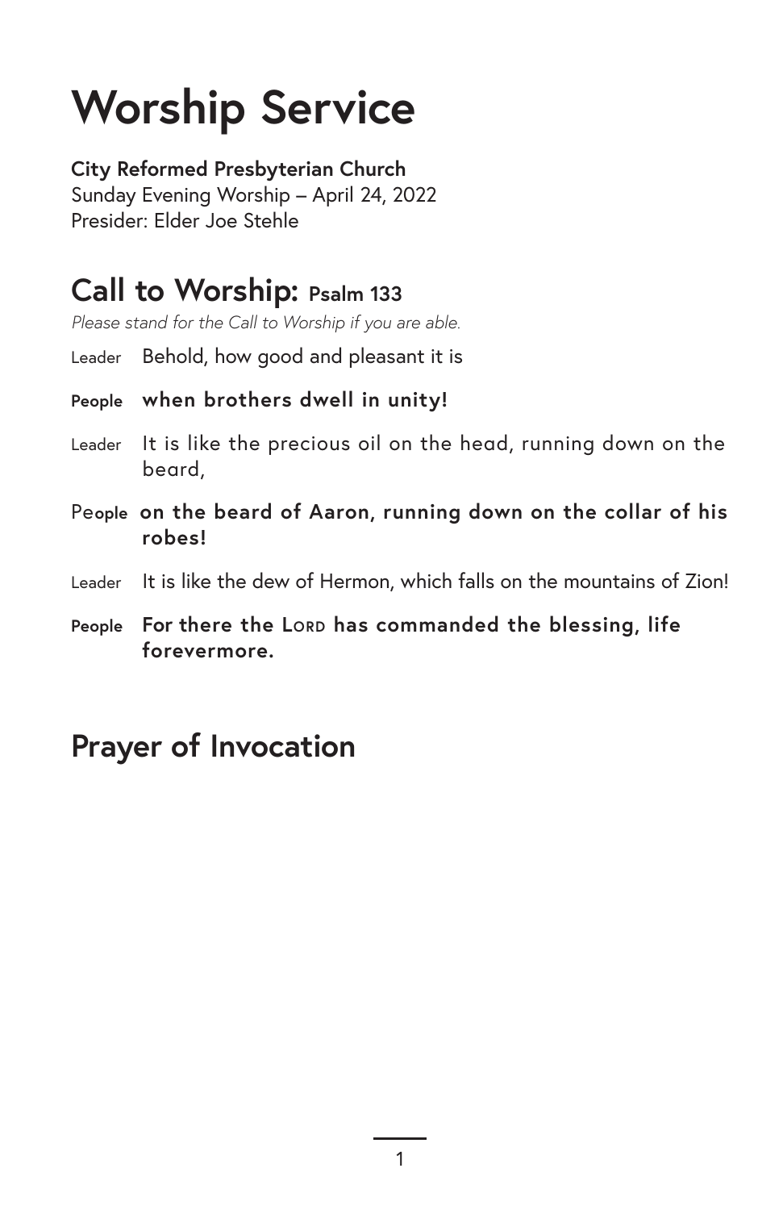# Worship Service

**City Reformed Presbyterian Church**
Sunday Evening Worship – April 24, 2022
Presider: Elder Joe Stehle

## Call to Worship: Psalm 133

*Please stand for the Call to Worship if you are able.*

Leader Behold, how good and pleasant it is

**People when brothers dwell in unity!**

Leader It is like the precious oil on the head, running down on the beard,

**People on the beard of Aaron, running down on the collar of his robes!**

Leader It is like the dew of Hermon, which falls on the mountains of Zion!

**People For there the LORD has commanded the blessing, life forevermore.**

## Prayer of Invocation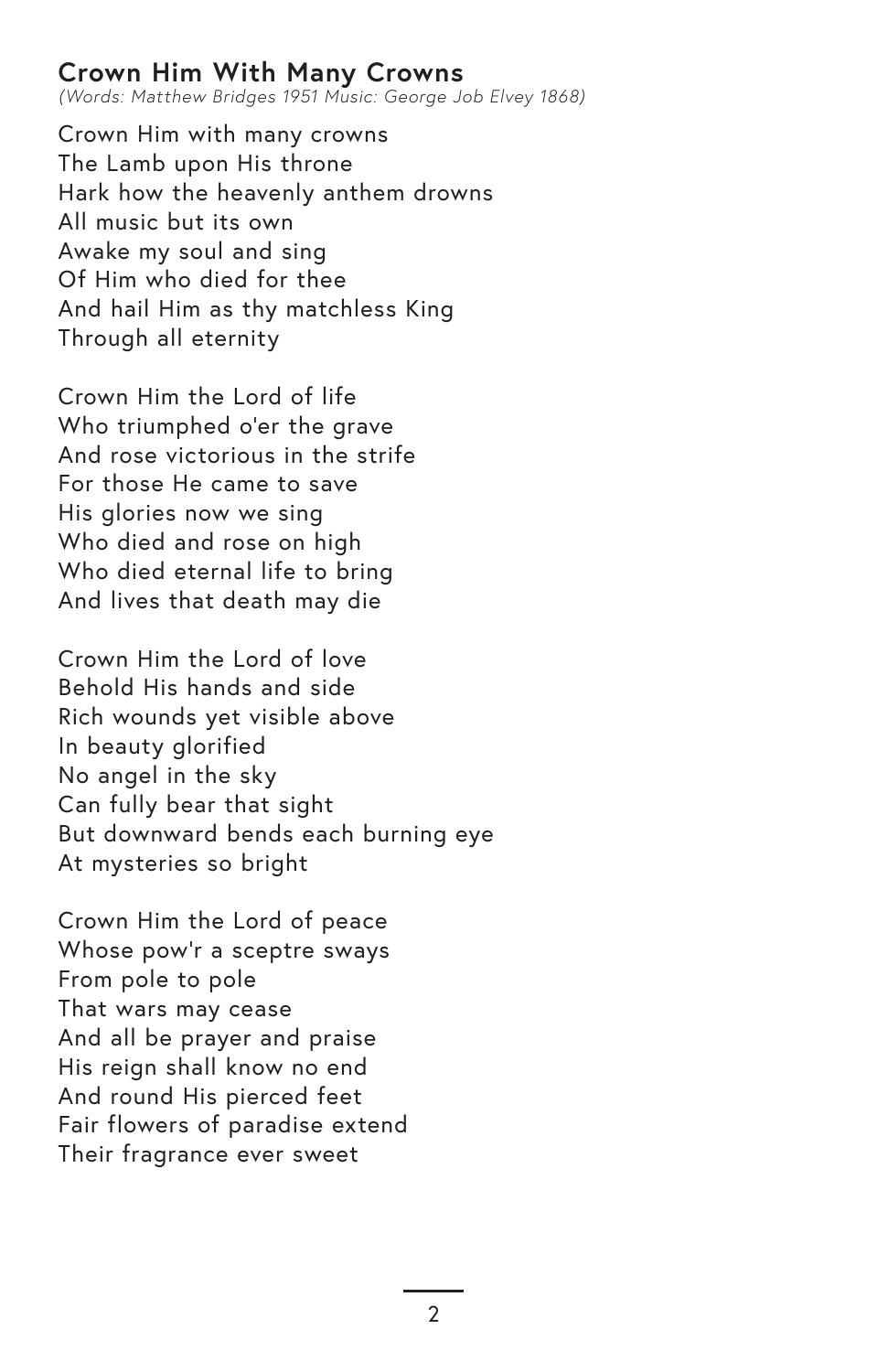## Crown Him With Many Crowns

*(Words: Matthew Bridges 1951 Music: George Job Elvey 1868)*

Crown Him with many crowns
The Lamb upon His throne
Hark how the heavenly anthem drowns
All music but its own
Awake my soul and sing
Of Him who died for thee
And hail Him as thy matchless King
Through all eternity

Crown Him the Lord of life
Who triumphed o'er the grave
And rose victorious in the strife
For those He came to save
His glories now we sing
Who died and rose on high
Who died eternal life to bring
And lives that death may die

Crown Him the Lord of love
Behold His hands and side
Rich wounds yet visible above
In beauty glorified
No angel in the sky
Can fully bear that sight
But downward bends each burning eye
At mysteries so bright

Crown Him the Lord of peace
Whose pow'r a sceptre sways
From pole to pole
That wars may cease
And all be prayer and praise
His reign shall know no end
And round His pierced feet
Fair flowers of paradise extend
Their fragrance ever sweet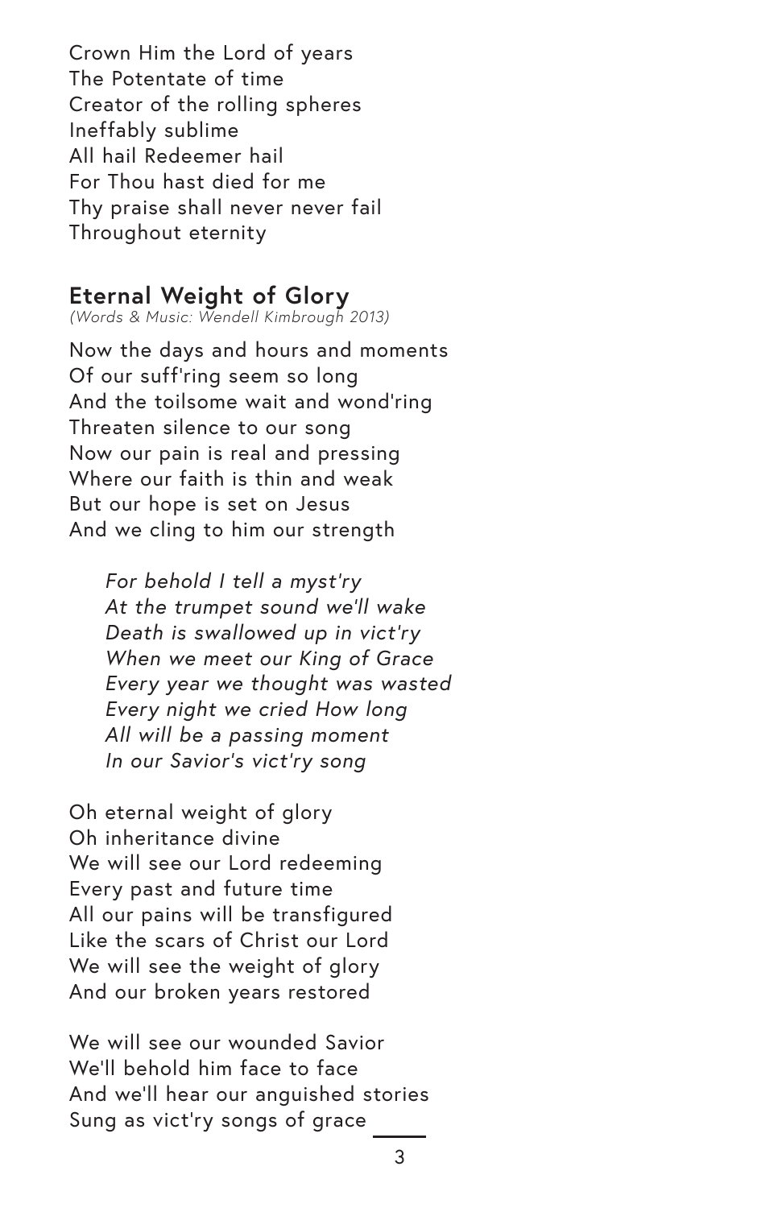Crown Him the Lord of years  
The Potentate of time  
Creator of the rolling spheres  
Ineffably sublime  
All hail Redeemer hail  
For Thou hast died for me  
Thy praise shall never never fail  
Throughout eternity

## Eternal Weight of Glory

*(Words & Music: Wendell Kimbrough 2013)*

Now the days and hours and moments  
Of our suff'ring seem so long  
And the toilsome wait and wond'ring  
Threaten silence to our song  
Now our pain is real and pressing  
Where our faith is thin and weak  
But our hope is set on Jesus  
And we cling to him our strength

> *For behold I tell a myst'ry*  
> *At the trumpet sound we'll wake*  
> *Death is swallowed up in vict'ry*  
> *When we meet our King of Grace*  
> *Every year we thought was wasted*  
> *Every night we cried How long*  
> *All will be a passing moment*  
> *In our Savior's vict'ry song*

Oh eternal weight of glory  
Oh inheritance divine  
We will see our Lord redeeming  
Every past and future time  
All our pains will be transfigured  
Like the scars of Christ our Lord  
We will see the weight of glory  
And our broken years restored

We will see our wounded Savior  
We'll behold him face to face  
And we'll hear our anguished stories  
Sung as vict'ry songs of grace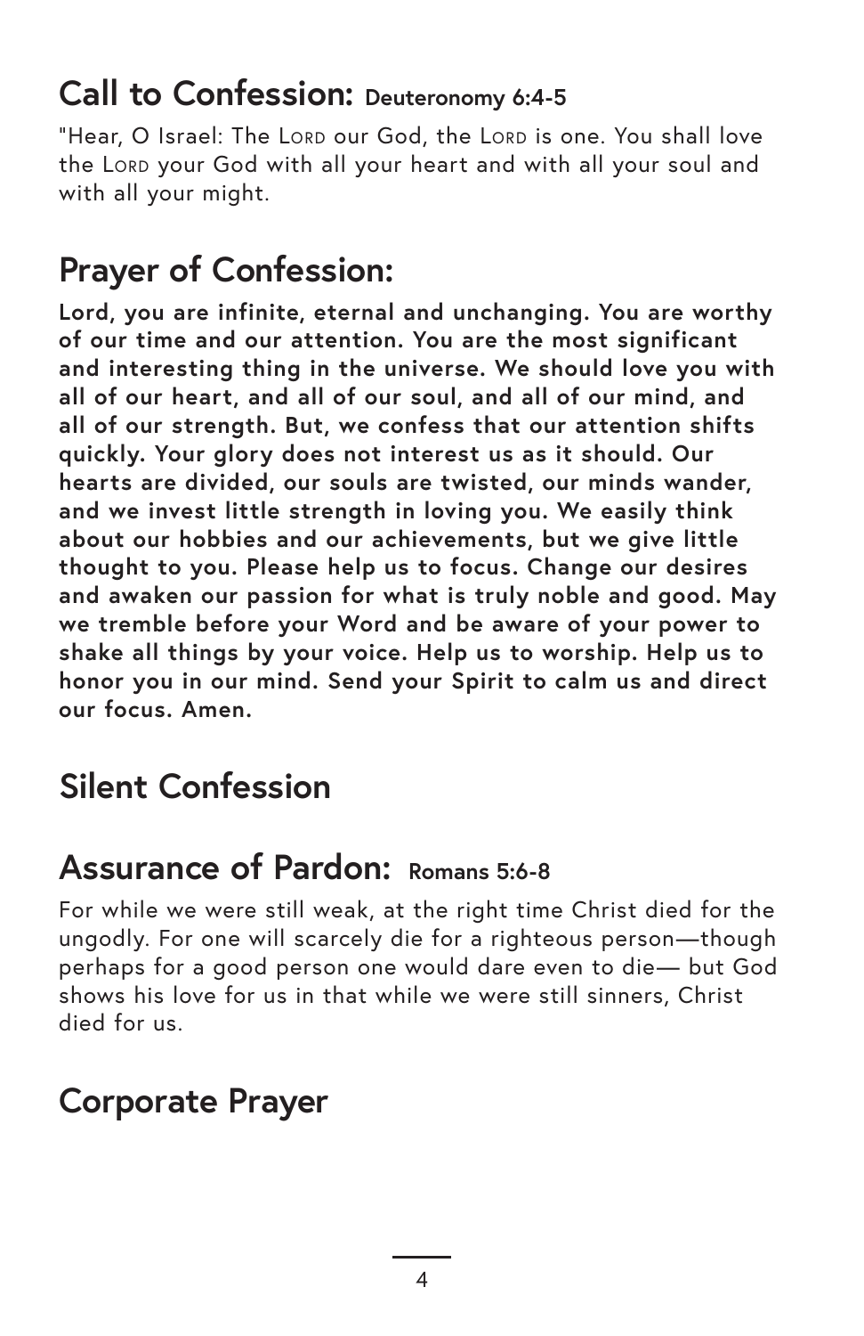## Call to Confession: Deuteronomy 6:4-5

"Hear, O Israel: The Lord our God, the Lord is one. You shall love the Lord your God with all your heart and with all your soul and with all your might.

## Prayer of Confession:

**Lord, you are infinite, eternal and unchanging. You are worthy of our time and our attention. You are the most significant and interesting thing in the universe. We should love you with all of our heart, and all of our soul, and all of our mind, and all of our strength. But, we confess that our attention shifts quickly. Your glory does not interest us as it should. Our hearts are divided, our souls are twisted, our minds wander, and we invest little strength in loving you. We easily think about our hobbies and our achievements, but we give little thought to you. Please help us to focus. Change our desires and awaken our passion for what is truly noble and good. May we tremble before your Word and be aware of your power to shake all things by your voice. Help us to worship. Help us to honor you in our mind. Send your Spirit to calm us and direct our focus. Amen.**

## Silent Confession

## Assurance of Pardon: Romans 5:6-8

For while we were still weak, at the right time Christ died for the ungodly. For one will scarcely die for a righteous person—though perhaps for a good person one would dare even to die— but God shows his love for us in that while we were still sinners, Christ died for us.

## Corporate Prayer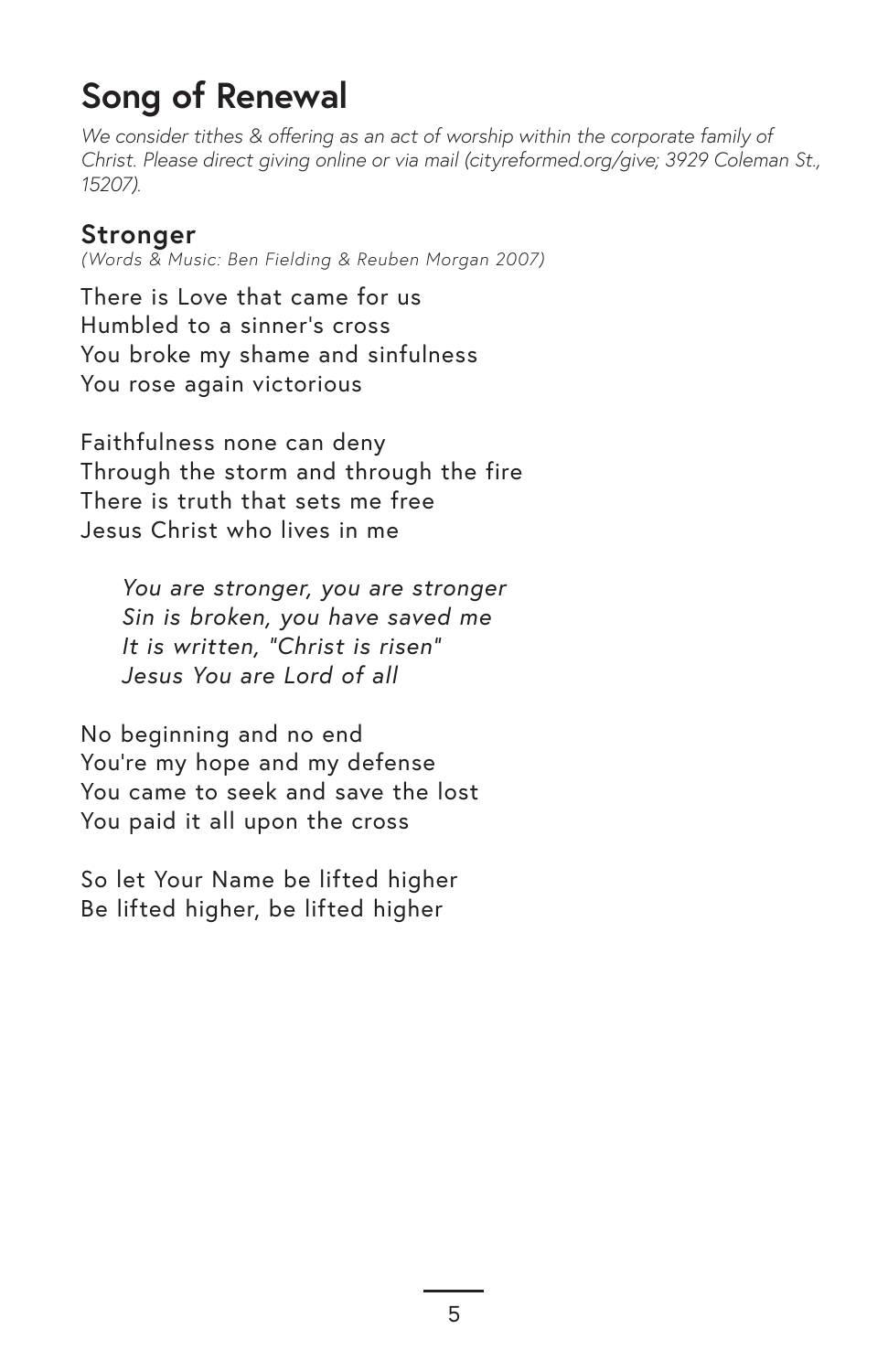# Song of Renewal

*We consider tithes & offering as an act of worship within the corporate family of Christ. Please direct giving online or via mail (cityreformed.org/give; 3929 Coleman St., 15207).*

## Stronger

*(Words & Music: Ben Fielding & Reuben Morgan 2007)*

There is Love that came for us
Humbled to a sinner's cross
You broke my shame and sinfulness
You rose again victorious

Faithfulness none can deny
Through the storm and through the fire
There is truth that sets me free
Jesus Christ who lives in me

> *You are stronger, you are stronger*
> *Sin is broken, you have saved me*
> *It is written, "Christ is risen"*
> *Jesus You are Lord of all*

No beginning and no end
You're my hope and my defense
You came to seek and save the lost
You paid it all upon the cross

So let Your Name be lifted higher
Be lifted higher, be lifted higher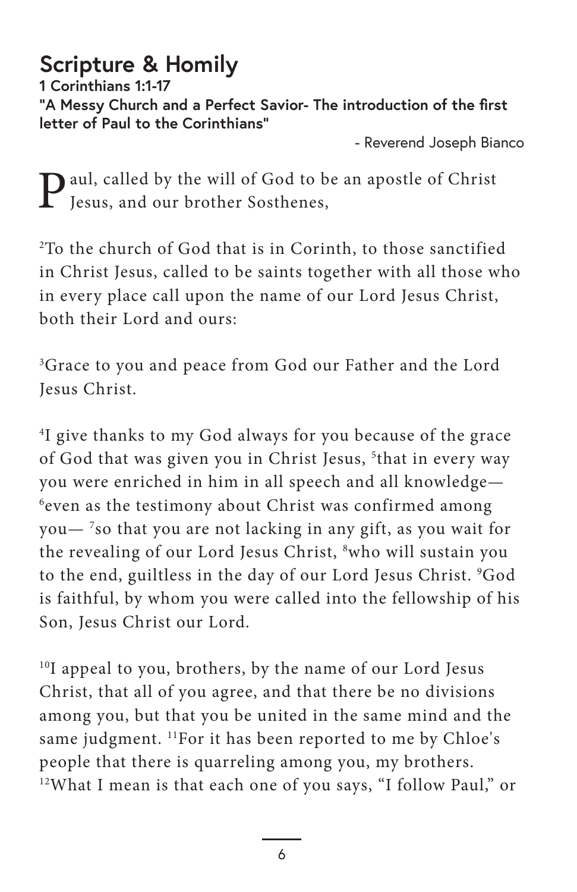## Scripture & Homily

**1 Corinthians 1:1-17**
**"A Messy Church and a Perfect Savior- The introduction of the first letter of Paul to the Corinthians"**

- Reverend Joseph Bianco

Paul, called by the will of God to be an apostle of Christ Jesus, and our brother Sosthenes,

[2]To the church of God that is in Corinth, to those sanctified in Christ Jesus, called to be saints together with all those who in every place call upon the name of our Lord Jesus Christ, both their Lord and ours:

[3]Grace to you and peace from God our Father and the Lord Jesus Christ.

[4]I give thanks to my God always for you because of the grace of God that was given you in Christ Jesus, [5]that in every way you were enriched in him in all speech and all knowledge— [6]even as the testimony about Christ was confirmed among you— [7]so that you are not lacking in any gift, as you wait for the revealing of our Lord Jesus Christ, [8]who will sustain you to the end, guiltless in the day of our Lord Jesus Christ. [9]God is faithful, by whom you were called into the fellowship of his Son, Jesus Christ our Lord.

[10]I appeal to you, brothers, by the name of our Lord Jesus Christ, that all of you agree, and that there be no divisions among you, but that you be united in the same mind and the same judgment. [11]For it has been reported to me by Chloe's people that there is quarreling among you, my brothers. [12]What I mean is that each one of you says, "I follow Paul," or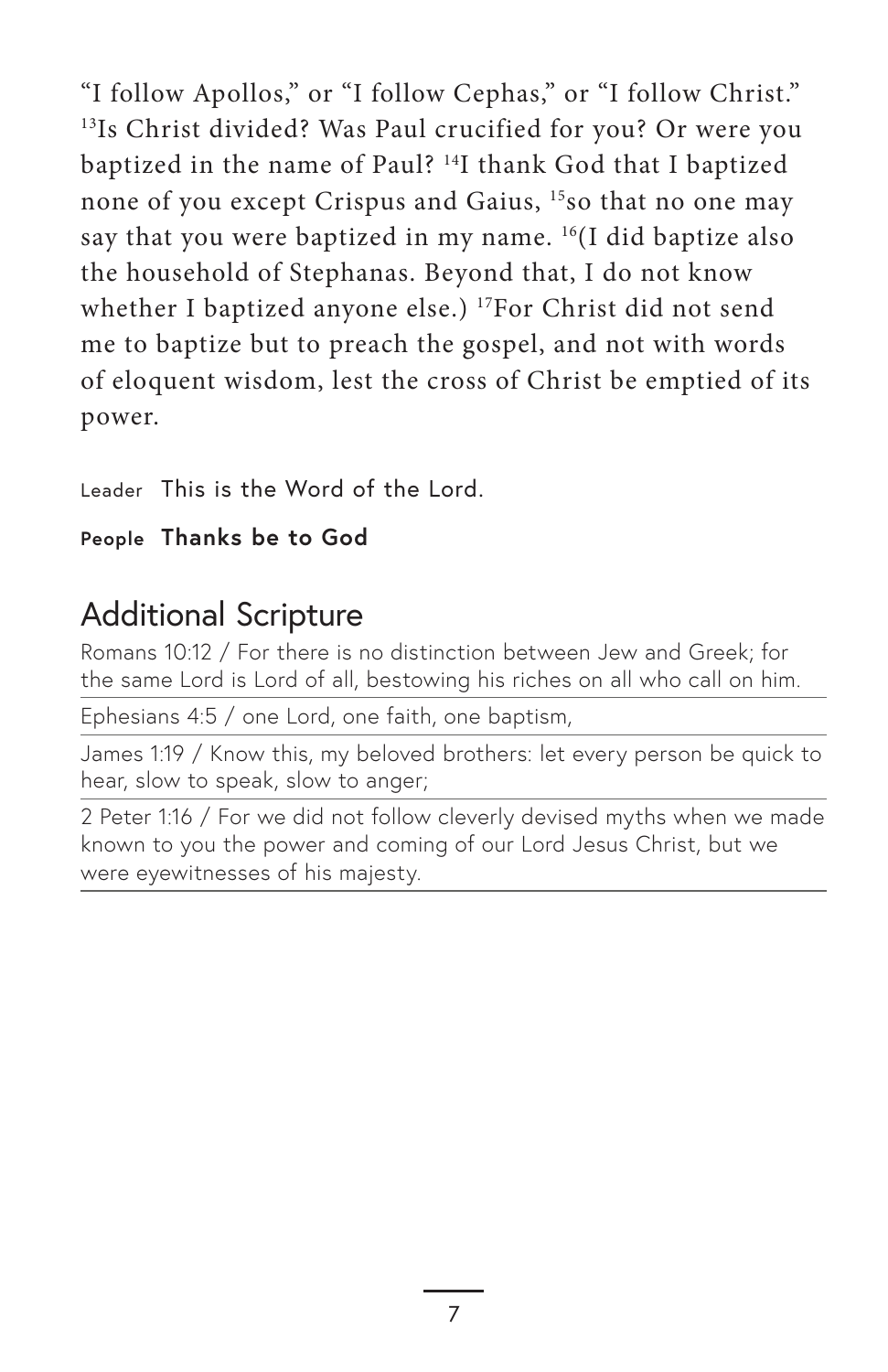"I follow Apollos," or "I follow Cephas," or "I follow Christ." [13]Is Christ divided? Was Paul crucified for you? Or were you baptized in the name of Paul? [14]I thank God that I baptized none of you except Crispus and Gaius, [15]so that no one may say that you were baptized in my name. [16](I did baptize also the household of Stephanas. Beyond that, I do not know whether I baptized anyone else.) [17]For Christ did not send me to baptize but to preach the gospel, and not with words of eloquent wisdom, lest the cross of Christ be emptied of its power.

Leader This is the Word of the Lord.

**People Thanks be to God**

## Additional Scripture

Romans 10:12 / For there is no distinction between Jew and Greek; for the same Lord is Lord of all, bestowing his riches on all who call on him.

Ephesians 4:5 / one Lord, one faith, one baptism,

James 1:19 / Know this, my beloved brothers: let every person be quick to hear, slow to speak, slow to anger;

2 Peter 1:16 / For we did not follow cleverly devised myths when we made known to you the power and coming of our Lord Jesus Christ, but we were eyewitnesses of his majesty.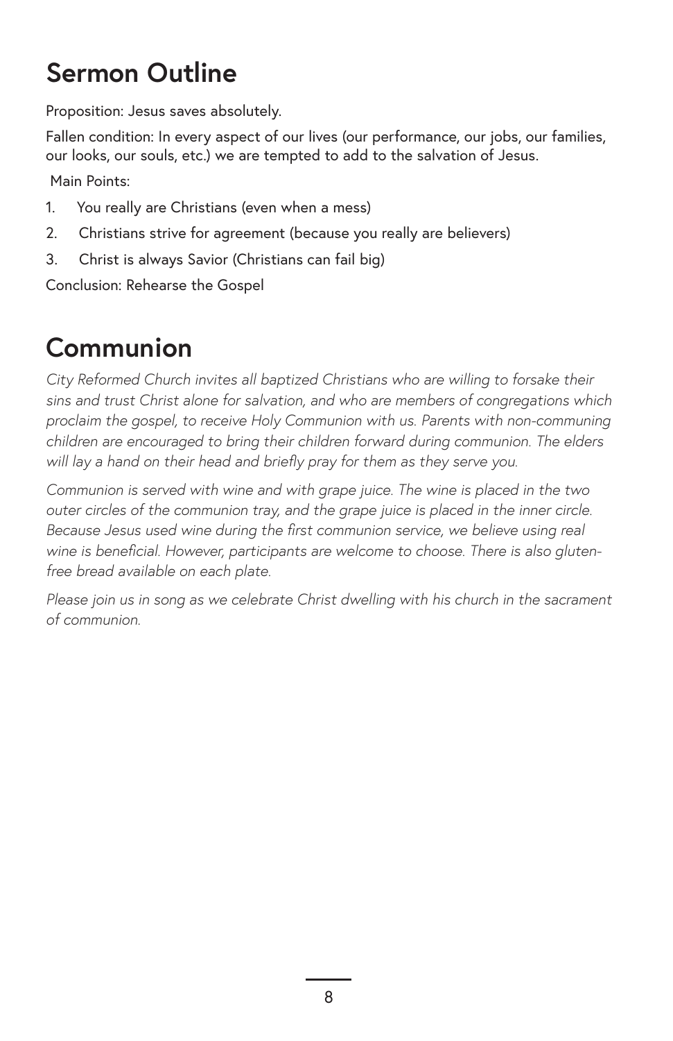# Sermon Outline

Proposition: Jesus saves absolutely.

Fallen condition: In every aspect of our lives (our performance, our jobs, our families, our looks, our souls, etc.) we are tempted to add to the salvation of Jesus.

Main Points:

1. You really are Christians (even when a mess)
2. Christians strive for agreement (because you really are believers)
3. Christ is always Savior (Christians can fail big)

Conclusion: Rehearse the Gospel

# Communion

*City Reformed Church invites all baptized Christians who are willing to forsake their sins and trust Christ alone for salvation, and who are members of congregations which proclaim the gospel, to receive Holy Communion with us. Parents with non-communing children are encouraged to bring their children forward during communion. The elders will lay a hand on their head and briefly pray for them as they serve you.*

*Communion is served with wine and with grape juice. The wine is placed in the two outer circles of the communion tray, and the grape juice is placed in the inner circle. Because Jesus used wine during the first communion service, we believe using real wine is beneficial. However, participants are welcome to choose. There is also gluten-free bread available on each plate.*

*Please join us in song as we celebrate Christ dwelling with his church in the sacrament of communion.*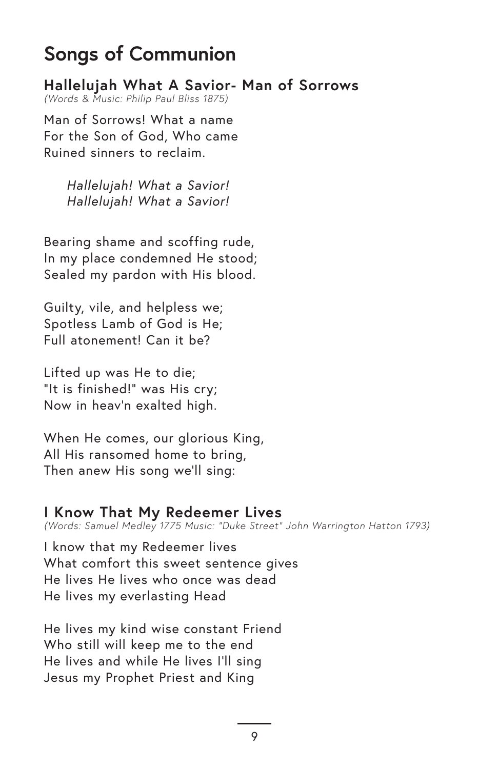# Songs of Communion

### Hallelujah What A Savior- Man of Sorrows

*(Words & Music: Philip Paul Bliss 1875)*

Man of Sorrows! What a name
For the Son of God, Who came
Ruined sinners to reclaim.

*Hallelujah! What a Savior!*
*Hallelujah! What a Savior!*

Bearing shame and scoffing rude,
In my place condemned He stood;
Sealed my pardon with His blood.

Guilty, vile, and helpless we;
Spotless Lamb of God is He;
Full atonement! Can it be?

Lifted up was He to die;
"It is finished!" was His cry;
Now in heav'n exalted high.

When He comes, our glorious King,
All His ransomed home to bring,
Then anew His song we'll sing:

### I Know That My Redeemer Lives

*(Words: Samuel Medley 1775 Music: "Duke Street" John Warrington Hatton 1793)*

I know that my Redeemer lives
What comfort this sweet sentence gives
He lives He lives who once was dead
He lives my everlasting Head

He lives my kind wise constant Friend
Who still will keep me to the end
He lives and while He lives I'll sing
Jesus my Prophet Priest and King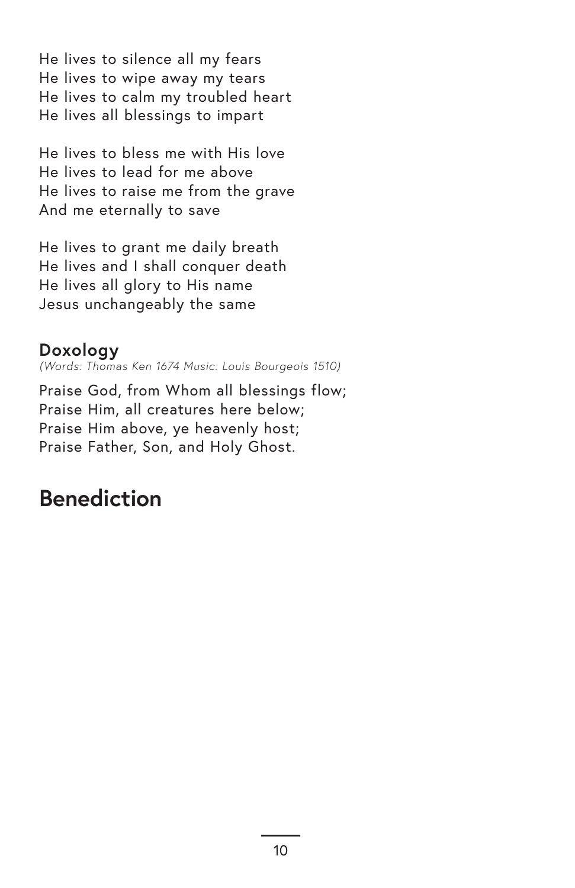He lives to silence all my fears
He lives to wipe away my tears
He lives to calm my troubled heart
He lives all blessings to impart

He lives to bless me with His love
He lives to lead for me above
He lives to raise me from the grave
And me eternally to save

He lives to grant me daily breath
He lives and I shall conquer death
He lives all glory to His name
Jesus unchangeably the same

### Doxology

*(Words: Thomas Ken 1674 Music: Louis Bourgeois 1510)*

Praise God, from Whom all blessings flow;
Praise Him, all creatures here below;
Praise Him above, ye heavenly host;
Praise Father, Son, and Holy Ghost.

## Benediction